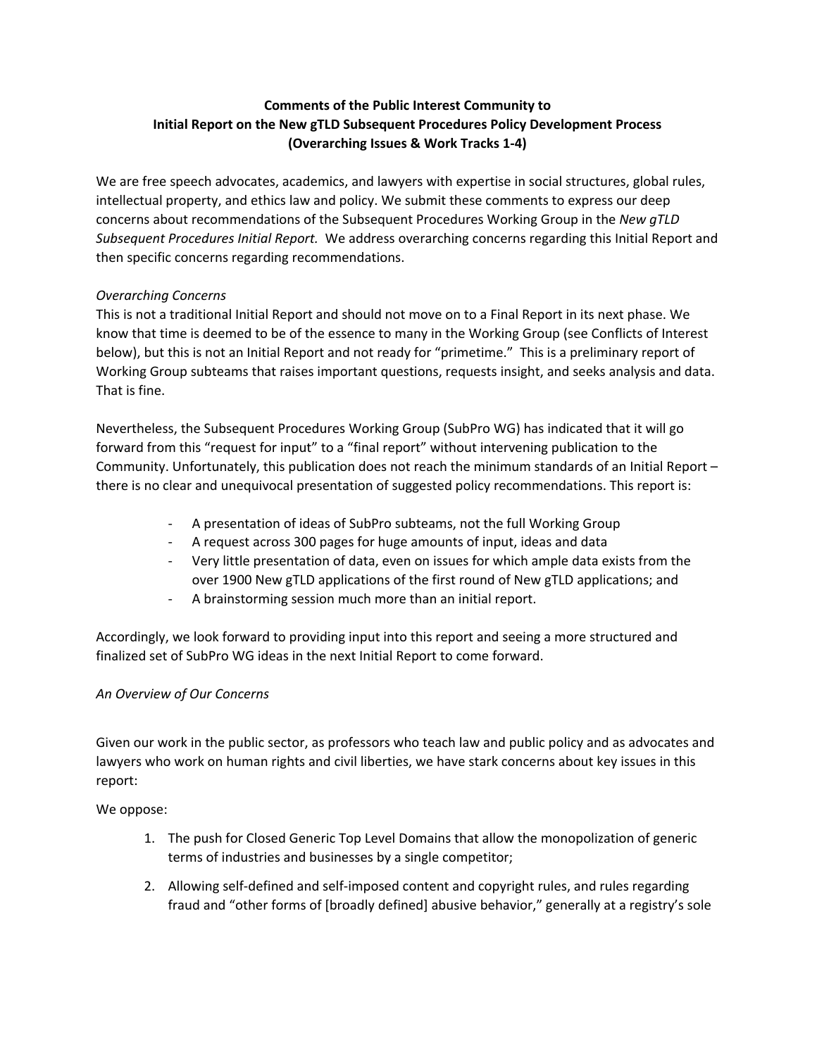**Comments of the Public Interest Community to Initial Report on the New gTLD Subsequent Procedures Policy Development Process (Overarching Issues & Work Tracks 1-4)**

We are free speech advocates, academics, and lawyers with expertise in social structures, global rules, intellectual property, and ethics law and policy. We submit these comments to express our deep concerns about recommendations of the Subsequent Procedures Working Group in the *New gTLD Subsequent Procedures Initial Report.* We address overarching concerns regarding this Initial Report and then specific concerns regarding recommendations.

*Overarching Concerns*

This is not a traditional Initial Report and should not move on to a Final Report in its next phase. We know that time is deemed to be of the essence to many in the Working Group (see Conflicts of Interest below), but this is not an Initial Report and not ready for "primetime." This is a preliminary report of Working Group subteams that raises important questions, requests insight, and seeks analysis and data. That is fine.

Nevertheless, the Subsequent Procedures Working Group (SubPro WG) has indicated that it will go forward from this "request for input" to a "final report" without intervening publication to the Community. Unfortunately, this publication does not reach the minimum standards of an Initial Report – there is no clear and unequivocal presentation of suggested policy recommendations. This report is:

- A presentation of ideas of SubPro subteams, not the full Working Group
- A request across 300 pages for huge amounts of input, ideas and data
- Very little presentation of data, even on issues for which ample data exists from the over 1900 New gTLD applications of the first round of New gTLD applications; and
- A brainstorming session much more than an initial report.

Accordingly, we look forward to providing input into this report and seeing a more structured and finalized set of SubPro WG ideas in the next Initial Report to come forward.

*An Overview of Our Concerns*

Given our work in the public sector, as professors who teach law and public policy and as advocates and lawyers who work on human rights and civil liberties, we have stark concerns about key issues in this report:

We oppose:

1. The push for Closed Generic Top Level Domains that allow the monopolization of generic terms of industries and businesses by a single competitor;
2. Allowing self-defined and self-imposed content and copyright rules, and rules regarding fraud and "other forms of [broadly defined] abusive behavior," generally at a registry's sole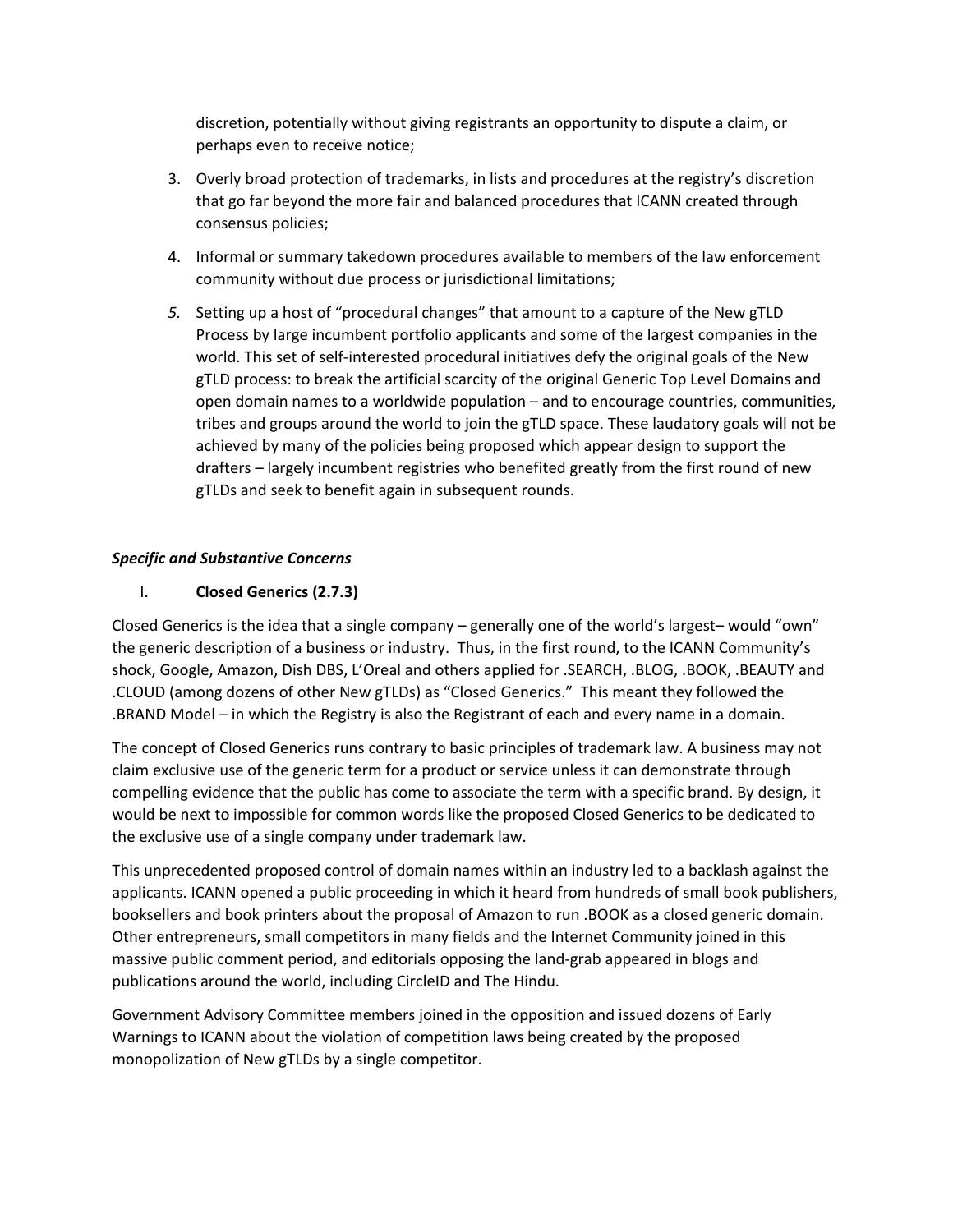discretion, potentially without giving registrants an opportunity to dispute a claim, or perhaps even to receive notice;

3. Overly broad protection of trademarks, in lists and procedures at the registry's discretion that go far beyond the more fair and balanced procedures that ICANN created through consensus policies;
4. Informal or summary takedown procedures available to members of the law enforcement community without due process or jurisdictional limitations;
5. Setting up a host of "procedural changes" that amount to a capture of the New gTLD Process by large incumbent portfolio applicants and some of the largest companies in the world. This set of self-interested procedural initiatives defy the original goals of the New gTLD process: to break the artificial scarcity of the original Generic Top Level Domains and open domain names to a worldwide population – and to encourage countries, communities, tribes and groups around the world to join the gTLD space. These laudatory goals will not be achieved by many of the policies being proposed which appear design to support the drafters – largely incumbent registries who benefited greatly from the first round of new gTLDs and seek to benefit again in subsequent rounds.

***Specific and Substantive Concerns***

I. **Closed Generics (2.7.3)**

Closed Generics is the idea that a single company – generally one of the world's largest– would "own" the generic description of a business or industry. Thus, in the first round, to the ICANN Community's shock, Google, Amazon, Dish DBS, L'Oreal and others applied for .SEARCH, .BLOG, .BOOK, .BEAUTY and .CLOUD (among dozens of other New gTLDs) as "Closed Generics." This meant they followed the .BRAND Model – in which the Registry is also the Registrant of each and every name in a domain.

The concept of Closed Generics runs contrary to basic principles of trademark law. A business may not claim exclusive use of the generic term for a product or service unless it can demonstrate through compelling evidence that the public has come to associate the term with a specific brand. By design, it would be next to impossible for common words like the proposed Closed Generics to be dedicated to the exclusive use of a single company under trademark law.

This unprecedented proposed control of domain names within an industry led to a backlash against the applicants. ICANN opened a public proceeding in which it heard from hundreds of small book publishers, booksellers and book printers about the proposal of Amazon to run .BOOK as a closed generic domain. Other entrepreneurs, small competitors in many fields and the Internet Community joined in this massive public comment period, and editorials opposing the land-grab appeared in blogs and publications around the world, including CircleID and The Hindu.

Government Advisory Committee members joined in the opposition and issued dozens of Early Warnings to ICANN about the violation of competition laws being created by the proposed monopolization of New gTLDs by a single competitor.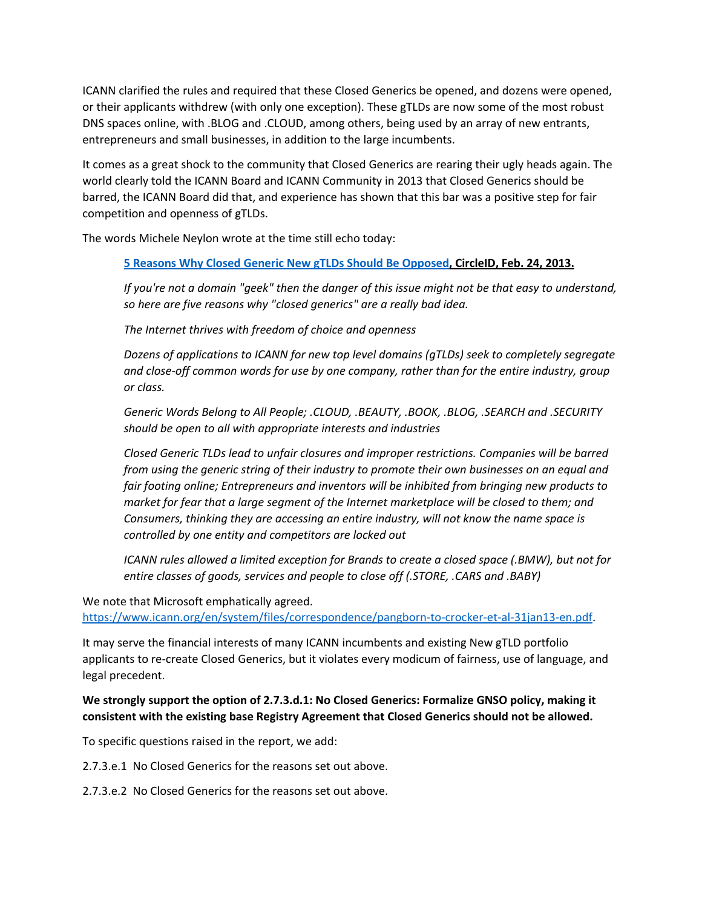ICANN clarified the rules and required that these Closed Generics be opened, and dozens were opened, or their applicants withdrew (with only one exception). These gTLDs are now some of the most robust DNS spaces online, with .BLOG and .CLOUD, among others, being used by an array of new entrants, entrepreneurs and small businesses, in addition to the large incumbents.

It comes as a great shock to the community that Closed Generics are rearing their ugly heads again. The world clearly told the ICANN Board and ICANN Community in 2013 that Closed Generics should be barred, the ICANN Board did that, and experience has shown that this bar was a positive step for fair competition and openness of gTLDs.

The words Michele Neylon wrote at the time still echo today:

> **[5 Reasons Why Closed Generic New gTLDs Should Be Opposed](), CircleID, Feb. 24, 2013.**
>
> *If you're not a domain "geek" then the danger of this issue might not be that easy to understand, so here are five reasons why "closed generics" are a really bad idea.*
>
> *The Internet thrives with freedom of choice and openness*
>
> *Dozens of applications to ICANN for new top level domains (gTLDs) seek to completely segregate and close-off common words for use by one company, rather than for the entire industry, group or class.*
>
> *Generic Words Belong to All People; .CLOUD, .BEAUTY, .BOOK, .BLOG, .SEARCH and .SECURITY should be open to all with appropriate interests and industries*
>
> *Closed Generic TLDs lead to unfair closures and improper restrictions. Companies will be barred from using the generic string of their industry to promote their own businesses on an equal and fair footing online; Entrepreneurs and inventors will be inhibited from bringing new products to market for fear that a large segment of the Internet marketplace will be closed to them; and Consumers, thinking they are accessing an entire industry, will not know the name space is controlled by one entity and competitors are locked out*
>
> *ICANN rules allowed a limited exception for Brands to create a closed space (.BMW), but not for entire classes of goods, services and people to close off (.STORE, .CARS and .BABY)*

We note that Microsoft emphatically agreed. https://www.icann.org/en/system/files/correspondence/pangborn-to-crocker-et-al-31jan13-en.pdf.

It may serve the financial interests of many ICANN incumbents and existing New gTLD portfolio applicants to re-create Closed Generics, but it violates every modicum of fairness, use of language, and legal precedent.

**We strongly support the option of 2.7.3.d.1: No Closed Generics: Formalize GNSO policy, making it consistent with the existing base Registry Agreement that Closed Generics should not be allowed.**

To specific questions raised in the report, we add:

2.7.3.e.1 No Closed Generics for the reasons set out above.

2.7.3.e.2 No Closed Generics for the reasons set out above.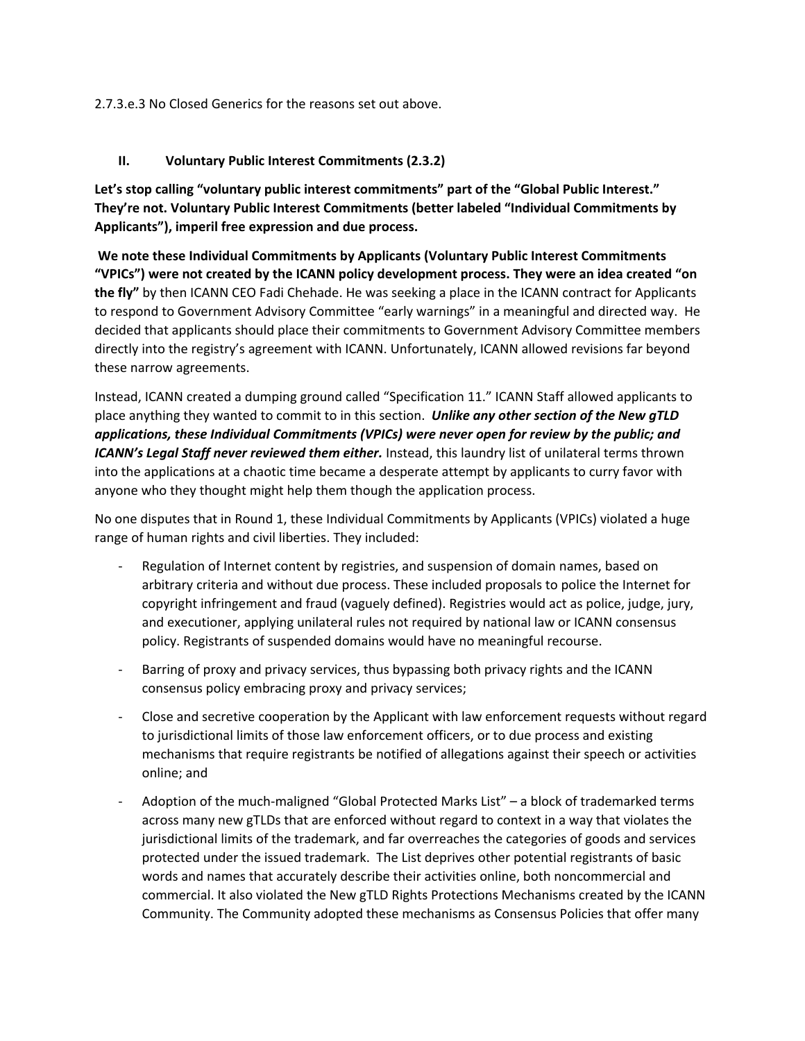2.7.3.e.3 No Closed Generics for the reasons set out above.

## II. Voluntary Public Interest Commitments (2.3.2)

**Let's stop calling "voluntary public interest commitments" part of the "Global Public Interest." They're not. Voluntary Public Interest Commitments (better labeled "Individual Commitments by Applicants"), imperil free expression and due process.**

**We note these Individual Commitments by Applicants (Voluntary Public Interest Commitments "VPICs") were not created by the ICANN policy development process. They were an idea created "on the fly"** by then ICANN CEO Fadi Chehade. He was seeking a place in the ICANN contract for Applicants to respond to Government Advisory Committee "early warnings" in a meaningful and directed way. He decided that applicants should place their commitments to Government Advisory Committee members directly into the registry's agreement with ICANN. Unfortunately, ICANN allowed revisions far beyond these narrow agreements.

Instead, ICANN created a dumping ground called "Specification 11." ICANN Staff allowed applicants to place anything they wanted to commit to in this section. ***Unlike any other section of the New gTLD applications, these Individual Commitments (VPICs) were never open for review by the public; and ICANN's Legal Staff never reviewed them either.*** Instead, this laundry list of unilateral terms thrown into the applications at a chaotic time became a desperate attempt by applicants to curry favor with anyone who they thought might help them though the application process.

No one disputes that in Round 1, these Individual Commitments by Applicants (VPICs) violated a huge range of human rights and civil liberties. They included:

- Regulation of Internet content by registries, and suspension of domain names, based on arbitrary criteria and without due process. These included proposals to police the Internet for copyright infringement and fraud (vaguely defined). Registries would act as police, judge, jury, and executioner, applying unilateral rules not required by national law or ICANN consensus policy. Registrants of suspended domains would have no meaningful recourse.
- Barring of proxy and privacy services, thus bypassing both privacy rights and the ICANN consensus policy embracing proxy and privacy services;
- Close and secretive cooperation by the Applicant with law enforcement requests without regard to jurisdictional limits of those law enforcement officers, or to due process and existing mechanisms that require registrants be notified of allegations against their speech or activities online; and
- Adoption of the much-maligned "Global Protected Marks List" – a block of trademarked terms across many new gTLDs that are enforced without regard to context in a way that violates the jurisdictional limits of the trademark, and far overreaches the categories of goods and services protected under the issued trademark. The List deprives other potential registrants of basic words and names that accurately describe their activities online, both noncommercial and commercial. It also violated the New gTLD Rights Protections Mechanisms created by the ICANN Community. The Community adopted these mechanisms as Consensus Policies that offer many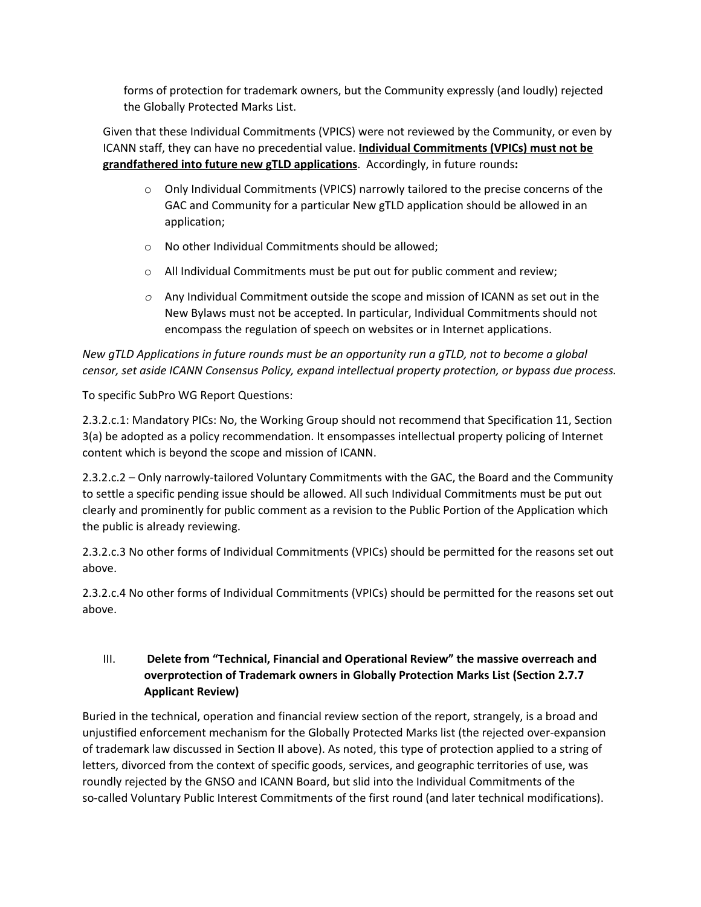forms of protection for trademark owners, but the Community expressly (and loudly) rejected the Globally Protected Marks List.

Given that these Individual Commitments (VPICS) were not reviewed by the Community, or even by ICANN staff, they can have no precedential value. **Individual Commitments (VPICs) must not be grandfathered into future new gTLD applications**. Accordingly, in future rounds**:**

- Only Individual Commitments (VPICS) narrowly tailored to the precise concerns of the GAC and Community for a particular New gTLD application should be allowed in an application;
- No other Individual Commitments should be allowed;
- All Individual Commitments must be put out for public comment and review;
- Any Individual Commitment outside the scope and mission of ICANN as set out in the New Bylaws must not be accepted. In particular, Individual Commitments should not encompass the regulation of speech on websites or in Internet applications.

*New gTLD Applications in future rounds must be an opportunity run a gTLD, not to become a global censor, set aside ICANN Consensus Policy, expand intellectual property protection, or bypass due process.*

To specific SubPro WG Report Questions:

2.3.2.c.1: Mandatory PICs: No, the Working Group should not recommend that Specification 11, Section 3(a) be adopted as a policy recommendation. It ensompasses intellectual property policing of Internet content which is beyond the scope and mission of ICANN.

2.3.2.c.2 – Only narrowly-tailored Voluntary Commitments with the GAC, the Board and the Community to settle a specific pending issue should be allowed. All such Individual Commitments must be put out clearly and prominently for public comment as a revision to the Public Portion of the Application which the public is already reviewing.

2.3.2.c.3 No other forms of Individual Commitments (VPICs) should be permitted for the reasons set out above.

2.3.2.c.4 No other forms of Individual Commitments (VPICs) should be permitted for the reasons set out above.

## III. Delete from "Technical, Financial and Operational Review" the massive overreach and overprotection of Trademark owners in Globally Protection Marks List (Section 2.7.7 Applicant Review)

Buried in the technical, operation and financial review section of the report, strangely, is a broad and unjustified enforcement mechanism for the Globally Protected Marks list (the rejected over-expansion of trademark law discussed in Section II above). As noted, this type of protection applied to a string of letters, divorced from the context of specific goods, services, and geographic territories of use, was roundly rejected by the GNSO and ICANN Board, but slid into the Individual Commitments of the so-called Voluntary Public Interest Commitments of the first round (and later technical modifications).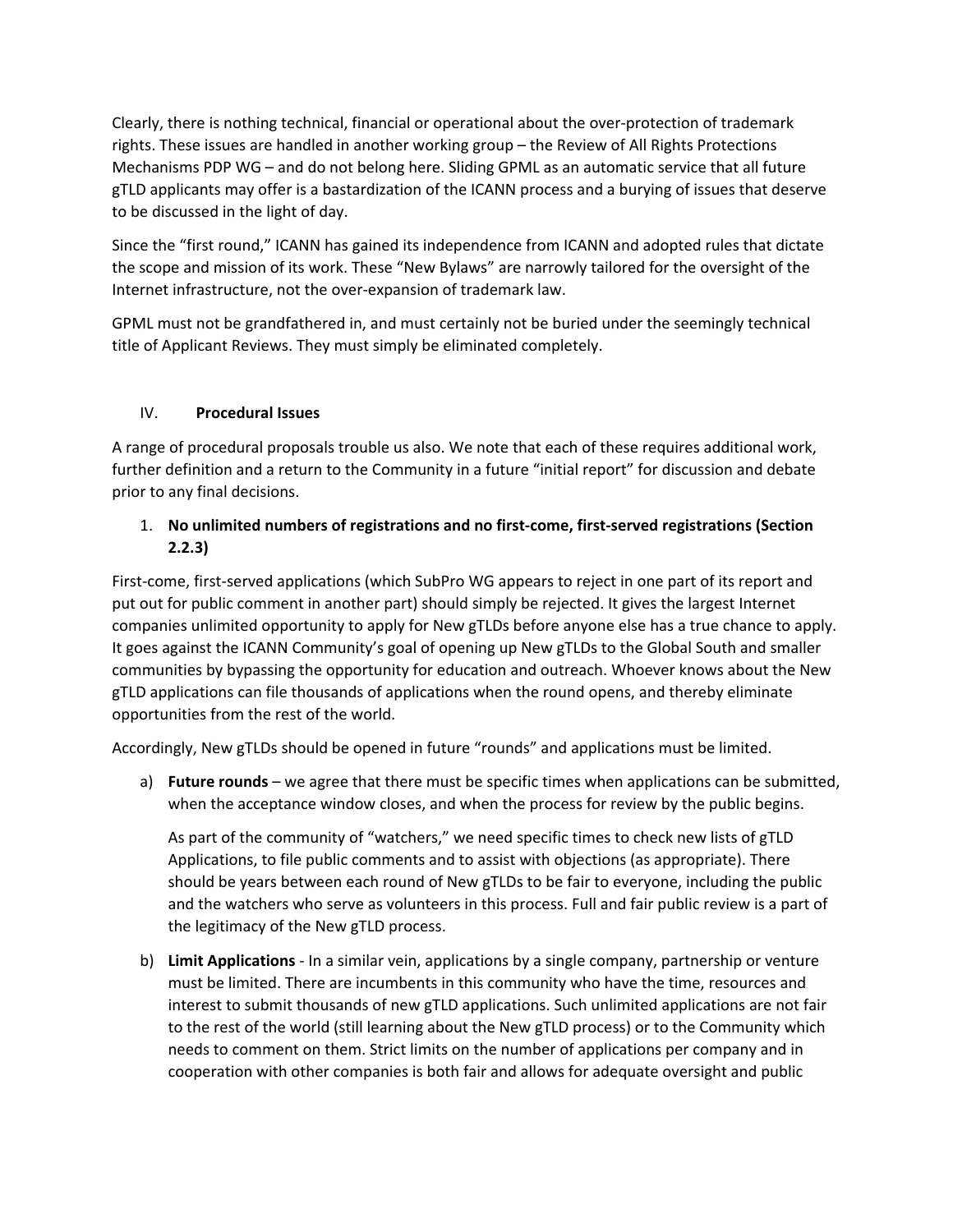Clearly, there is nothing technical, financial or operational about the over-protection of trademark rights. These issues are handled in another working group – the Review of All Rights Protections Mechanisms PDP WG – and do not belong here. Sliding GPML as an automatic service that all future gTLD applicants may offer is a bastardization of the ICANN process and a burying of issues that deserve to be discussed in the light of day.

Since the "first round," ICANN has gained its independence from ICANN and adopted rules that dictate the scope and mission of its work. These "New Bylaws" are narrowly tailored for the oversight of the Internet infrastructure, not the over-expansion of trademark law.

GPML must not be grandfathered in, and must certainly not be buried under the seemingly technical title of Applicant Reviews. They must simply be eliminated completely.

## IV. **Procedural Issues**

A range of procedural proposals trouble us also. We note that each of these requires additional work, further definition and a return to the Community in a future "initial report" for discussion and debate prior to any final decisions.

1. **No unlimited numbers of registrations and no first-come, first-served registrations (Section 2.2.3)**

First-come, first-served applications (which SubPro WG appears to reject in one part of its report and put out for public comment in another part) should simply be rejected. It gives the largest Internet companies unlimited opportunity to apply for New gTLDs before anyone else has a true chance to apply. It goes against the ICANN Community's goal of opening up New gTLDs to the Global South and smaller communities by bypassing the opportunity for education and outreach. Whoever knows about the New gTLD applications can file thousands of applications when the round opens, and thereby eliminate opportunities from the rest of the world.

Accordingly, New gTLDs should be opened in future "rounds" and applications must be limited.

a) **Future rounds** – we agree that there must be specific times when applications can be submitted, when the acceptance window closes, and when the process for review by the public begins.

   As part of the community of "watchers," we need specific times to check new lists of gTLD Applications, to file public comments and to assist with objections (as appropriate). There should be years between each round of New gTLDs to be fair to everyone, including the public and the watchers who serve as volunteers in this process. Full and fair public review is a part of the legitimacy of the New gTLD process.

b) **Limit Applications** - In a similar vein, applications by a single company, partnership or venture must be limited. There are incumbents in this community who have the time, resources and interest to submit thousands of new gTLD applications. Such unlimited applications are not fair to the rest of the world (still learning about the New gTLD process) or to the Community which needs to comment on them. Strict limits on the number of applications per company and in cooperation with other companies is both fair and allows for adequate oversight and public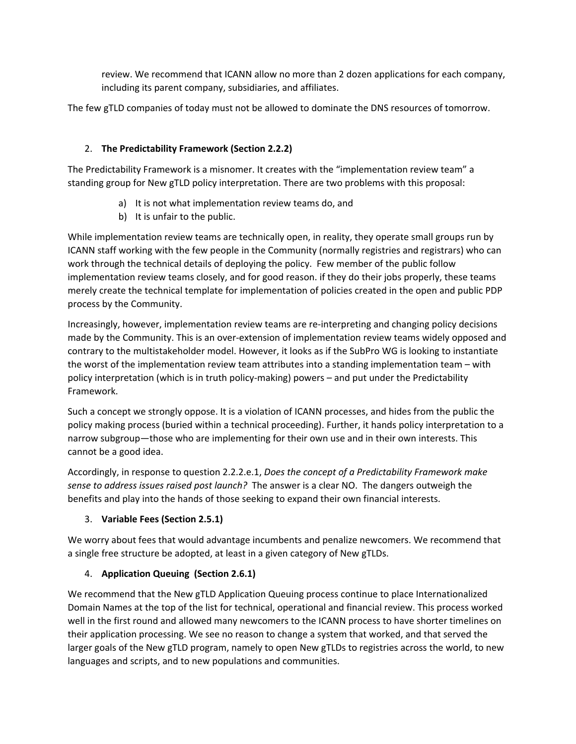review. We recommend that ICANN allow no more than 2 dozen applications for each company, including its parent company, subsidiaries, and affiliates.

The few gTLD companies of today must not be allowed to dominate the DNS resources of tomorrow.

2. **The Predictability Framework (Section 2.2.2)**

The Predictability Framework is a misnomer. It creates with the "implementation review team" a standing group for New gTLD policy interpretation. There are two problems with this proposal:

a) It is not what implementation review teams do, and
b) It is unfair to the public.

While implementation review teams are technically open, in reality, they operate small groups run by ICANN staff working with the few people in the Community (normally registries and registrars) who can work through the technical details of deploying the policy.  Few member of the public follow implementation review teams closely, and for good reason. if they do their jobs properly, these teams merely create the technical template for implementation of policies created in the open and public PDP process by the Community.

Increasingly, however, implementation review teams are re-interpreting and changing policy decisions made by the Community. This is an over-extension of implementation review teams widely opposed and contrary to the multistakeholder model. However, it looks as if the SubPro WG is looking to instantiate the worst of the implementation review team attributes into a standing implementation team – with policy interpretation (which is in truth policy-making) powers – and put under the Predictability Framework.

Such a concept we strongly oppose. It is a violation of ICANN processes, and hides from the public the policy making process (buried within a technical proceeding). Further, it hands policy interpretation to a narrow subgroup—those who are implementing for their own use and in their own interests. This cannot be a good idea.

Accordingly, in response to question 2.2.2.e.1, *Does the concept of a Predictability Framework make sense to address issues raised post launch?* The answer is a clear NO.  The dangers outweigh the benefits and play into the hands of those seeking to expand their own financial interests.

3. **Variable Fees (Section 2.5.1)**

We worry about fees that would advantage incumbents and penalize newcomers. We recommend that a single free structure be adopted, at least in a given category of New gTLDs.

4. **Application Queuing  (Section 2.6.1)**

We recommend that the New gTLD Application Queuing process continue to place Internationalized Domain Names at the top of the list for technical, operational and financial review. This process worked well in the first round and allowed many newcomers to the ICANN process to have shorter timelines on their application processing. We see no reason to change a system that worked, and that served the larger goals of the New gTLD program, namely to open New gTLDs to registries across the world, to new languages and scripts, and to new populations and communities.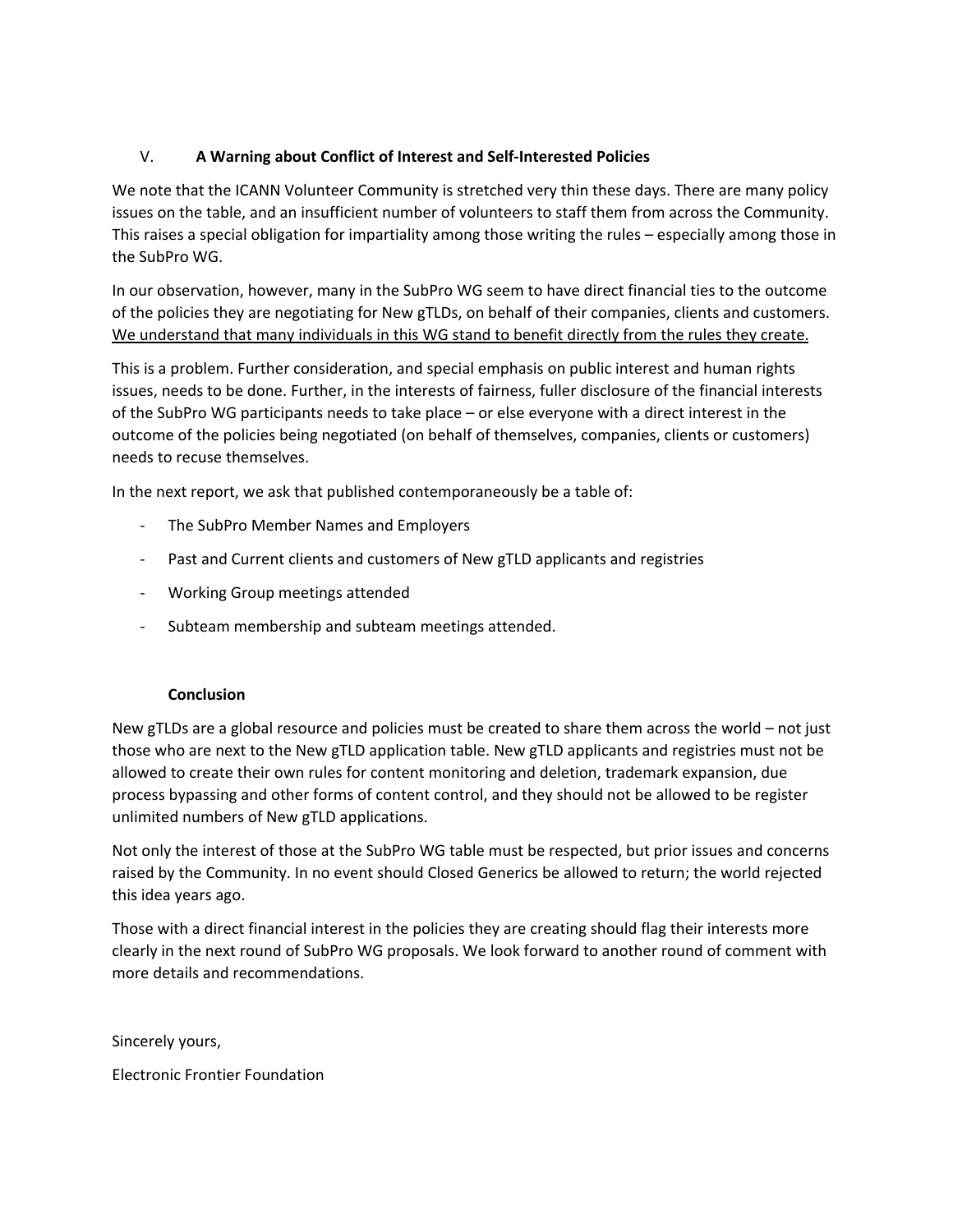## V. A Warning about Conflict of Interest and Self-Interested Policies

We note that the ICANN Volunteer Community is stretched very thin these days. There are many policy issues on the table, and an insufficient number of volunteers to staff them from across the Community. This raises a special obligation for impartiality among those writing the rules – especially among those in the SubPro WG.

In our observation, however, many in the SubPro WG seem to have direct financial ties to the outcome of the policies they are negotiating for New gTLDs, on behalf of their companies, clients and customers. <u>We understand that many individuals in this WG stand to benefit directly from the rules they create.</u>

This is a problem. Further consideration, and special emphasis on public interest and human rights issues, needs to be done. Further, in the interests of fairness, fuller disclosure of the financial interests of the SubPro WG participants needs to take place – or else everyone with a direct interest in the outcome of the policies being negotiated (on behalf of themselves, companies, clients or customers) needs to recuse themselves.

In the next report, we ask that published contemporaneously be a table of:

- The SubPro Member Names and Employers
- Past and Current clients and customers of New gTLD applicants and registries
- Working Group meetings attended
- Subteam membership and subteam meetings attended.

## Conclusion

New gTLDs are a global resource and policies must be created to share them across the world – not just those who are next to the New gTLD application table. New gTLD applicants and registries must not be allowed to create their own rules for content monitoring and deletion, trademark expansion, due process bypassing and other forms of content control, and they should not be allowed to be register unlimited numbers of New gTLD applications.

Not only the interest of those at the SubPro WG table must be respected, but prior issues and concerns raised by the Community. In no event should Closed Generics be allowed to return; the world rejected this idea years ago.

Those with a direct financial interest in the policies they are creating should flag their interests more clearly in the next round of SubPro WG proposals. We look forward to another round of comment with more details and recommendations.

Sincerely yours,

Electronic Frontier Foundation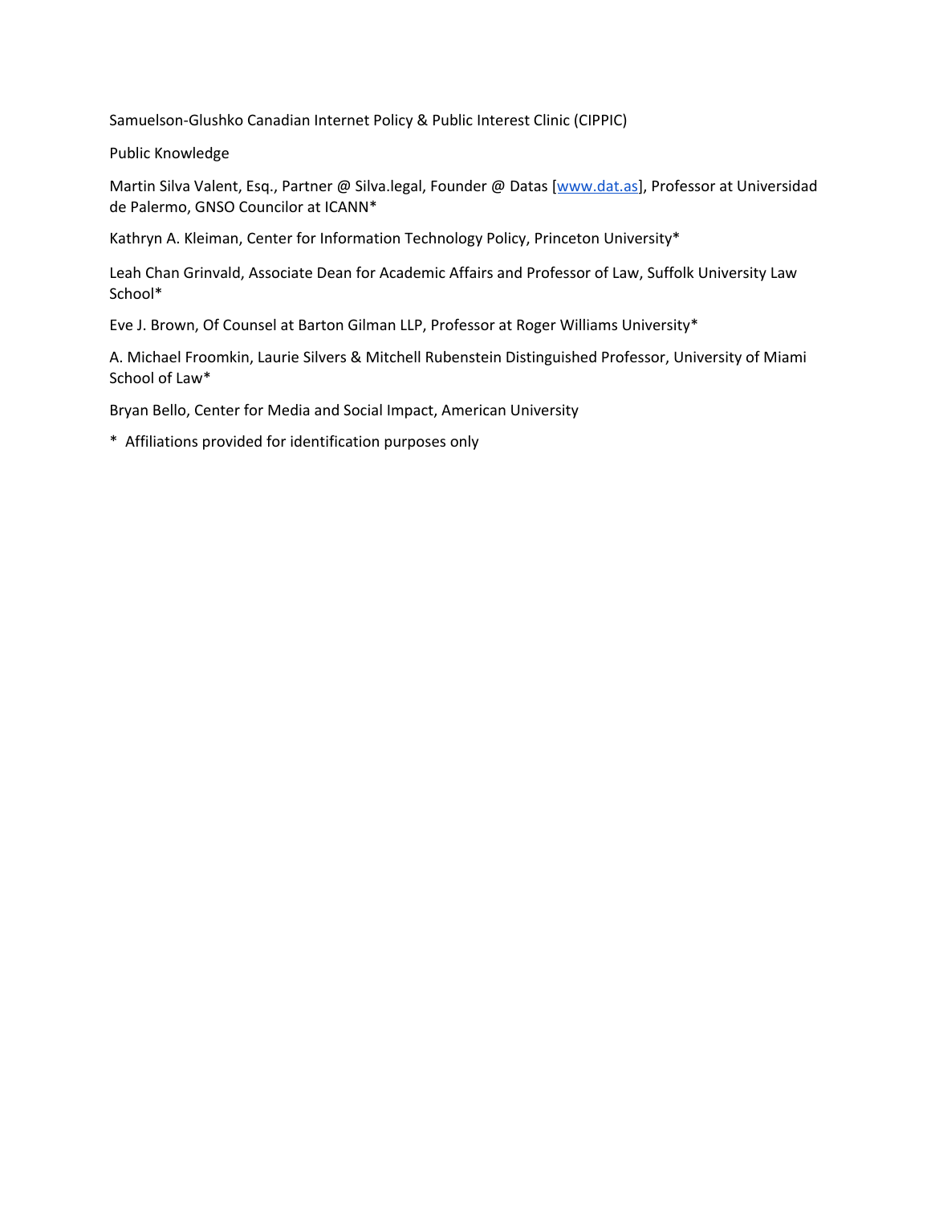Samuelson-Glushko Canadian Internet Policy & Public Interest Clinic (CIPPIC)

Public Knowledge

Martin Silva Valent, Esq., Partner @ Silva.legal, Founder @ Datas [www.dat.as], Professor at Universidad de Palermo, GNSO Councilor at ICANN*

Kathryn A. Kleiman, Center for Information Technology Policy, Princeton University*

Leah Chan Grinvald, Associate Dean for Academic Affairs and Professor of Law, Suffolk University Law School*

Eve J. Brown, Of Counsel at Barton Gilman LLP, Professor at Roger Williams University*

A. Michael Froomkin, Laurie Silvers & Mitchell Rubenstein Distinguished Professor, University of Miami School of Law*

Bryan Bello, Center for Media and Social Impact, American University

* Affiliations provided for identification purposes only